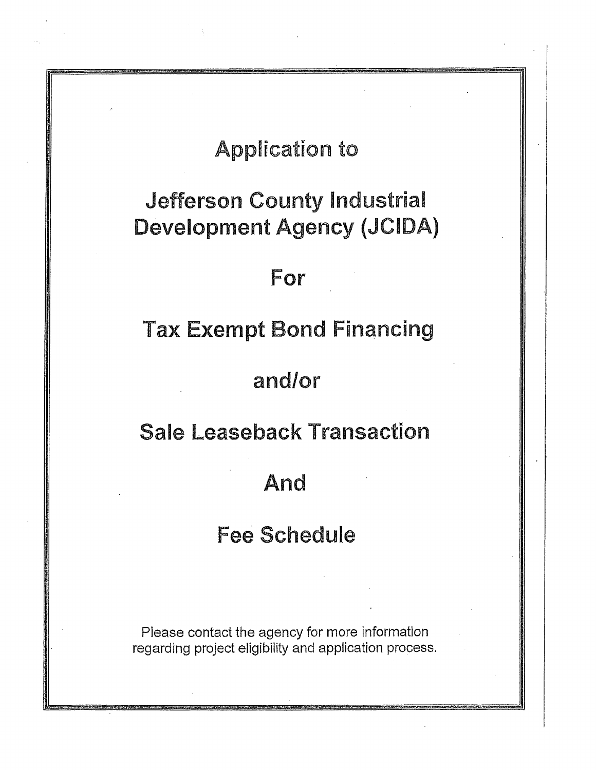# Application to

# Jefferson County Industrial Development Agency (JCIDA)

# For

# Tax Exempt Bond Financing

# and/or

# Sale Leaseback Transaction

# And

# Fee Schedule

Please contact the agency for more information regarding project eligibility and application process.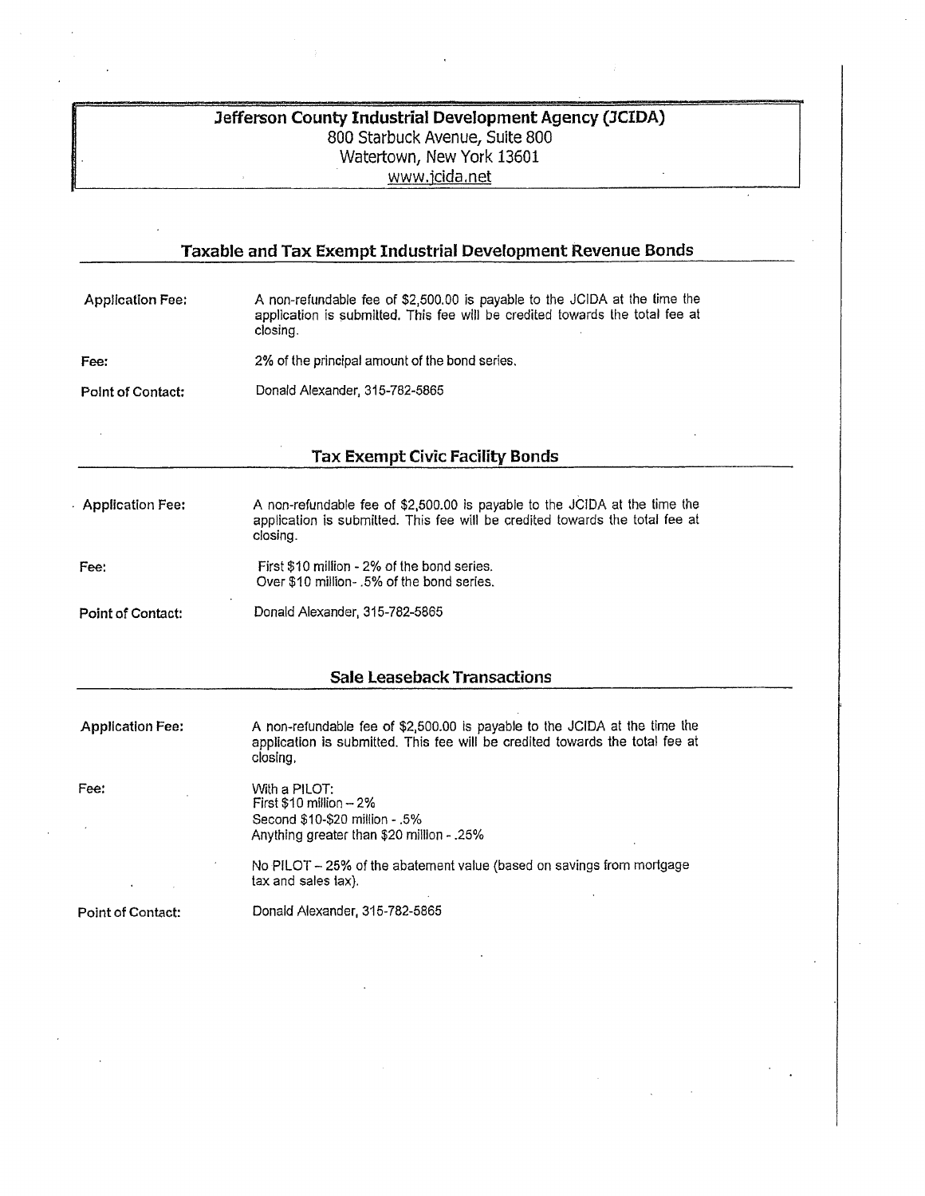**Jefferson County Industrial Development Agency (JCIDA)**
800 Starbuck Avenue, Suite 800
Watertown, New York 13601
www.jcida.net

## Taxable and Tax Exempt Industrial Development Revenue Bonds

**Application Fee:** A non-refundable fee of $2,500.00 is payable to the JCIDA at the time the application is submitted. This fee will be credited towards the total fee at closing.

**Fee:** 2% of the principal amount of the bond series.

**Point of Contact:** Donald Alexander, 315-782-5865

## Tax Exempt Civic Facility Bonds

**Application Fee:** A non-refundable fee of $2,500.00 is payable to the JCIDA at the time the application is submitted. This fee will be credited towards the total fee at closing.

**Fee:** First $10 million - 2% of the bond series.
Over $10 million- .5% of the bond series.

**Point of Contact:** Donald Alexander, 315-782-5865

## Sale Leaseback Transactions

**Application Fee:** A non-refundable fee of $2,500.00 is payable to the JCIDA at the time the application is submitted. This fee will be credited towards the total fee at closing.

**Fee:** With a PILOT:
First $10 million – 2%
Second $10-$20 million - .5%
Anything greater than $20 million - .25%

No PILOT – 25% of the abatement value (based on savings from mortgage tax and sales tax).

**Point of Contact:** Donald Alexander, 315-782-5865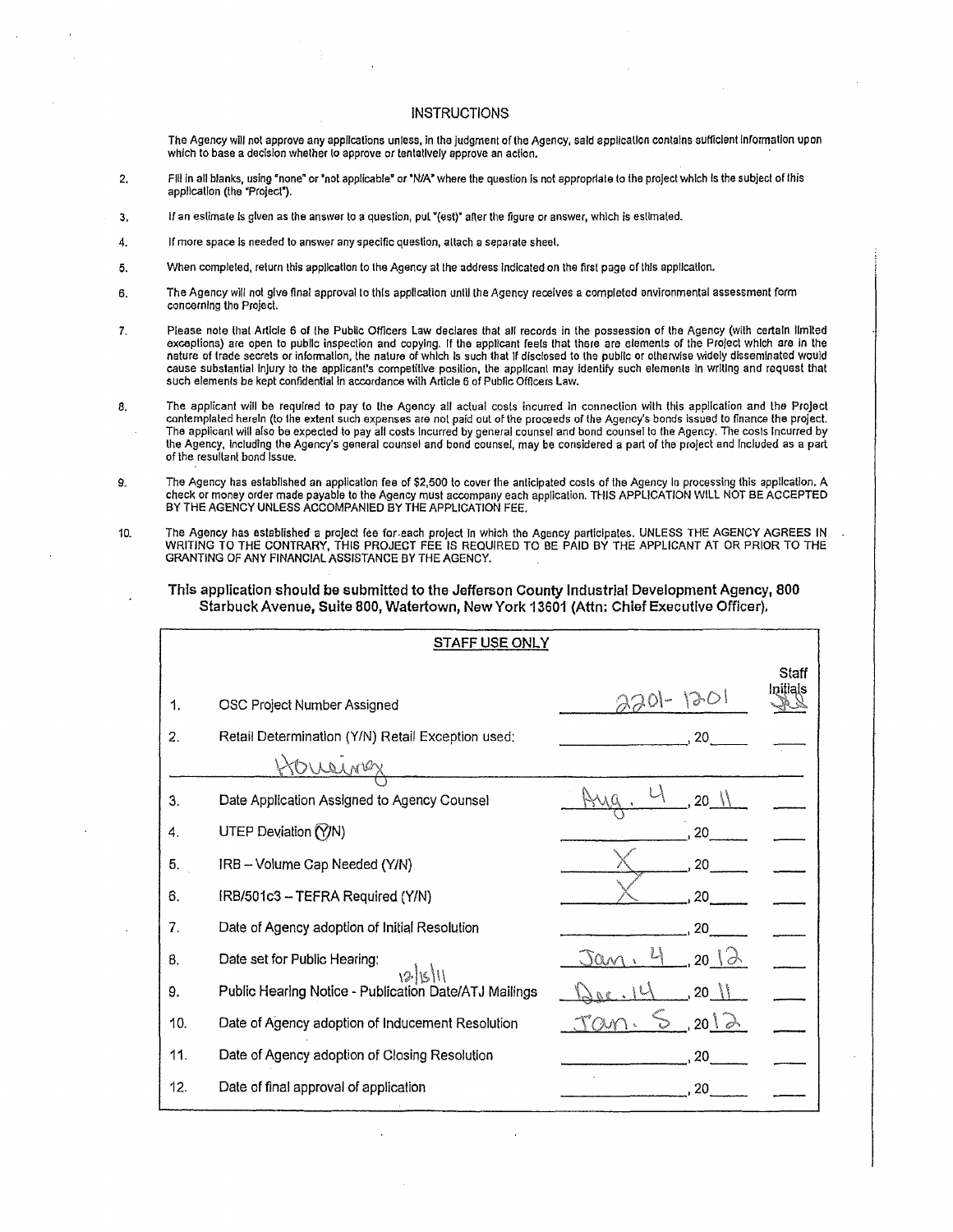## INSTRUCTIONS

The Agency will not approve any applications unless, in the judgment of the Agency, said application contains sufficient information upon which to base a decision whether to approve or tentatively approve an action.

2. Fill in all blanks, using "none" or "not applicable" or "N/A" where the question is not appropriate to the project which is the subject of this application (the "Project").

3. If an estimate is given as the answer to a question, put "(est)" after the figure or answer, which is estimated.

4. If more space is needed to answer any specific question, attach a separate sheet.

5. When completed, return this application to the Agency at the address indicated on the first page of this application.

6. The Agency will not give final approval to this application until the Agency receives a completed environmental assessment form concerning the Project.

7. Please note that Article 6 of the Public Officers Law declares that all records in the possession of the Agency (with certain limited exceptions) are open to public inspection and copying. If the applicant feels that there are elements of the Project which are in the nature of trade secrets or information, the nature of which is such that if disclosed to the public or otherwise widely disseminated would cause substantial injury to the applicant's competitive position, the applicant may identify such elements in writing and request that such elements be kept confidential in accordance with Article 6 of Public Officers Law.

8. The applicant will be required to pay to the Agency all actual costs incurred in connection with this application and the Project contemplated herein (to the extent such expenses are not paid out of the proceeds of the Agency's bonds issued to finance the project. The applicant will also be expected to pay all costs incurred by general counsel and bond counsel to the Agency. The costs incurred by the Agency, including the Agency's general counsel and bond counsel, may be considered a part of the project and included as a part of the resultant bond issue.

9. The Agency has established an application fee of $2,500 to cover the anticipated costs of the Agency in processing this application. A check or money order made payable to the Agency must accompany each application. THIS APPLICATION WILL NOT BE ACCEPTED BY THE AGENCY UNLESS ACCOMPANIED BY THE APPLICATION FEE.

10. The Agency has established a project fee for each project in which the Agency participates. UNLESS THE AGENCY AGREES IN WRITING TO THE CONTRARY, THIS PROJECT FEE IS REQUIRED TO BE PAID BY THE APPLICANT AT OR PRIOR TO THE GRANTING OF ANY FINANCIAL ASSISTANCE BY THE AGENCY.

**This application should be submitted to the Jefferson County Industrial Development Agency, 800 Starbuck Avenue, Suite 800, Watertown, New York 13601 (Attn: Chief Executive Officer).**

| | STAFF USE ONLY | | Staff Initials |
|---|---|---|---|
| 1. | OSC Project Number Assigned | 2201-12-01 | JL |
| 2. | Retail Determination (Y/N) Retail Exception used: Housing | , 20 | |
| 3. | Date Application Assigned to Agency Counsel | Aug. 4, 2011 | |
| 4. | UTEP Deviation (Y/N) — Y circled | , 20 | |
| 5. | IRB – Volume Cap Needed (Y/N) | X, 20 | |
| 6. | IRB/501c3 – TEFRA Required (Y/N) | X, 20 | |
| 7. | Date of Agency adoption of Initial Resolution | , 20 | |
| 8. | Date set for Public Hearing: | Jan. 4, 2012 | |
| 9. | Public Hearing Notice - Publication Date/ATJ Mailings 12/15/11 | Dec. 14, 2011 | |
| 10. | Date of Agency adoption of Inducement Resolution | Jan. 5, 2012 | |
| 11. | Date of Agency adoption of Closing Resolution | , 20 | |
| 12. | Date of final approval of application | , 20 | |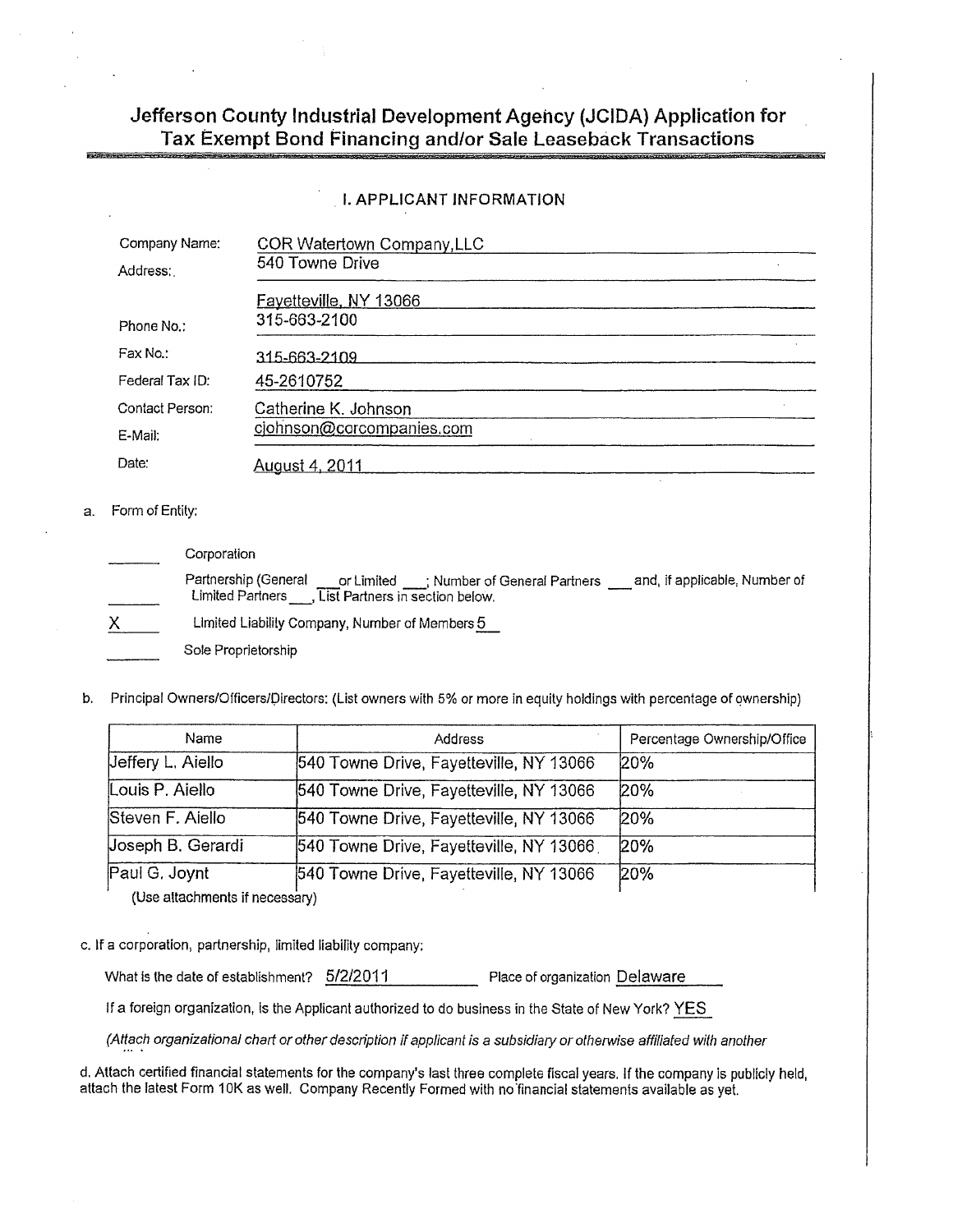# Jefferson County Industrial Development Agency (JCIDA) Application for Tax Exempt Bond Financing and/or Sale Leaseback Transactions

## I. APPLICANT INFORMATION

| | |
|---|---|
| Company Name: | COR Watertown Company,LLC |
| Address: | 540 Towne Drive |
| | Fayetteville, NY 13066 |
| Phone No.: | 315-663-2100 |
| Fax No.: | 315-663-2109 |
| Federal Tax ID: | 45-2610752 |
| Contact Person: | Catherine K. Johnson |
| E-Mail: | cjohnson@corcompanies.com |
| Date: | August 4, 2011 |

a. Form of Entity:

_____ Corporation

_____ Partnership (General ___or Limited ___; Number of General Partners ___ and, if applicable, Number of Limited Partners ___, List Partners in section below.

X_____ Limited Liability Company, Number of Members 5

_____ Sole Proprietorship

b. Principal Owners/Officers/Directors: (List owners with 5% or more in equity holdings with percentage of ownership)

| Name | Address | Percentage Ownership/Office |
|---|---|---|
| Jeffery L. Aiello | 540 Towne Drive, Fayetteville, NY 13066 | 20% |
| Louis P. Aiello | 540 Towne Drive, Fayetteville, NY 13066 | 20% |
| Steven F. Aiello | 540 Towne Drive, Fayetteville, NY 13066 | 20% |
| Joseph B. Gerardi | 540 Towne Drive, Fayetteville, NY 13066 | 20% |
| Paul G. Joynt | 540 Towne Drive, Fayetteville, NY 13066 | 20% |

(Use attachments if necessary)

c. If a corporation, partnership, limited liability company:

What is the date of establishment? 5/2/2011 Place of organization Delaware

If a foreign organization, is the Applicant authorized to do business in the State of New York? YES

*(Attach organizational chart or other description if applicant is a subsidiary or otherwise affiliated with another*

d. Attach certified financial statements for the company's last three complete fiscal years. If the company is publicly held, attach the latest Form 10K as well. Company Recently Formed with no financial statements available as yet.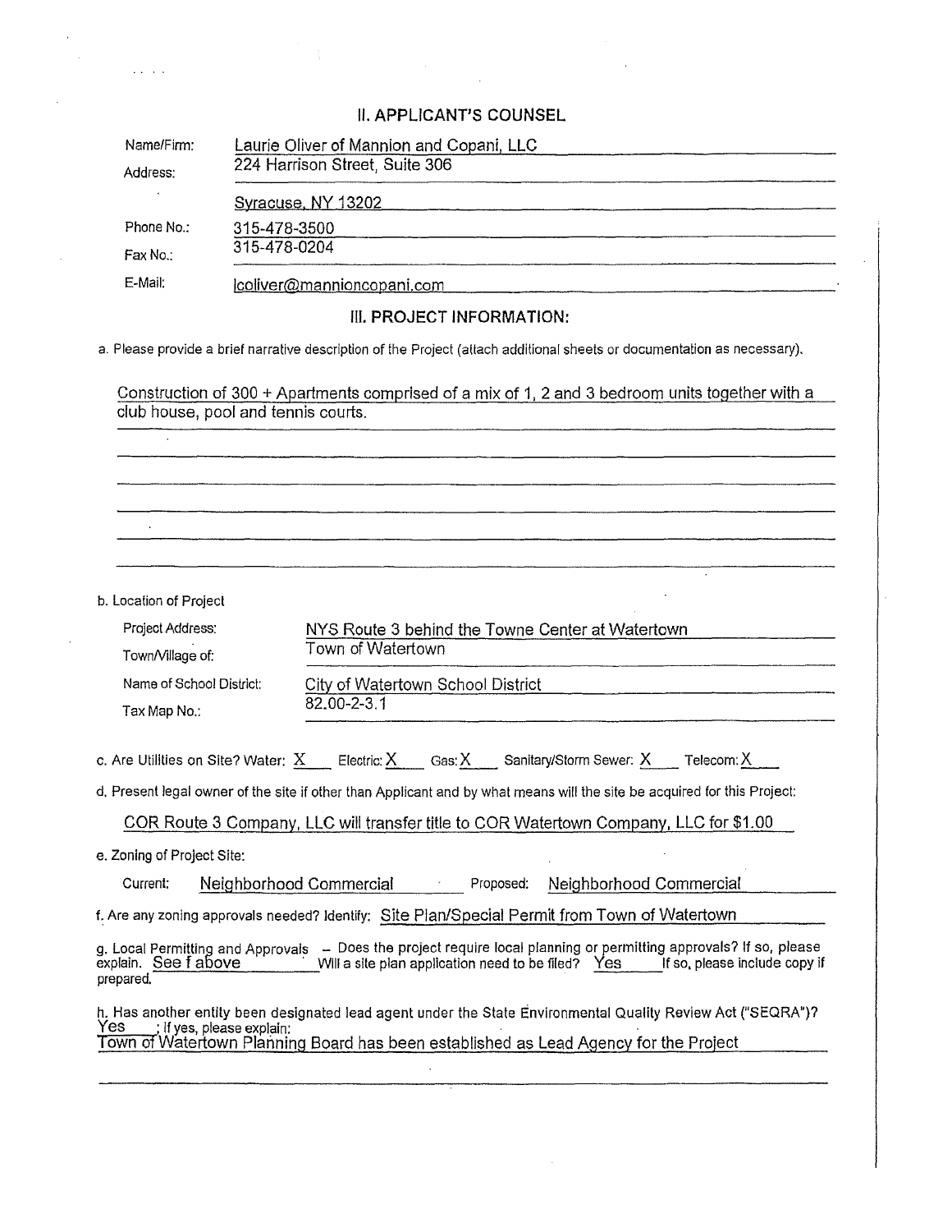## II. APPLICANT'S COUNSEL

| | |
|---|---|
| Name/Firm: | Laurie Oliver of Mannion and Copani, LLC |
| Address: | 224 Harrison Street, Suite 306 |
| | Syracuse, NY 13202 |
| Phone No.: | 315-478-3500 |
| Fax No.: | 315-478-0204 |
| E-Mail: | lcoliver@mannioncopani.com |

## III. PROJECT INFORMATION:

a. Please provide a brief narrative description of the Project (attach additional sheets or documentation as necessary).

Construction of 300 + Apartments comprised of a mix of 1, 2 and 3 bedroom units together with a club house, pool and tennis courts.

b. Location of Project

| | |
|---|---|
| Project Address: | NYS Route 3 behind the Towne Center at Watertown |
| Town/Village of: | Town of Watertown |
| Name of School District: | City of Watertown School District |
| Tax Map No.: | 82.00-2-3.1 |

c. Are Utilities on Site? Water: X Electric: X Gas: X Sanitary/Storm Sewer: X Telecom: X

d. Present legal owner of the site if other than Applicant and by what means will the site be acquired for this Project:

COR Route 3 Company, LLC will transfer title to COR Watertown Company, LLC for $1.00

e. Zoning of Project Site:

Current: Neighborhood Commercial Proposed: Neighborhood Commercial

f. Are any zoning approvals needed? Identify: Site Plan/Special Permit from Town of Watertown

g. Local Permitting and Approvals – Does the project require local planning or permitting approvals? If so, please explain. See f above Will a site plan application need to be filed? Yes If so, please include copy if prepared.

h. Has another entity been designated lead agent under the State Environmental Quality Review Act ("SEQRA")? Yes ; If yes, please explain:
Town of Watertown Planning Board has been established as Lead Agency for the Project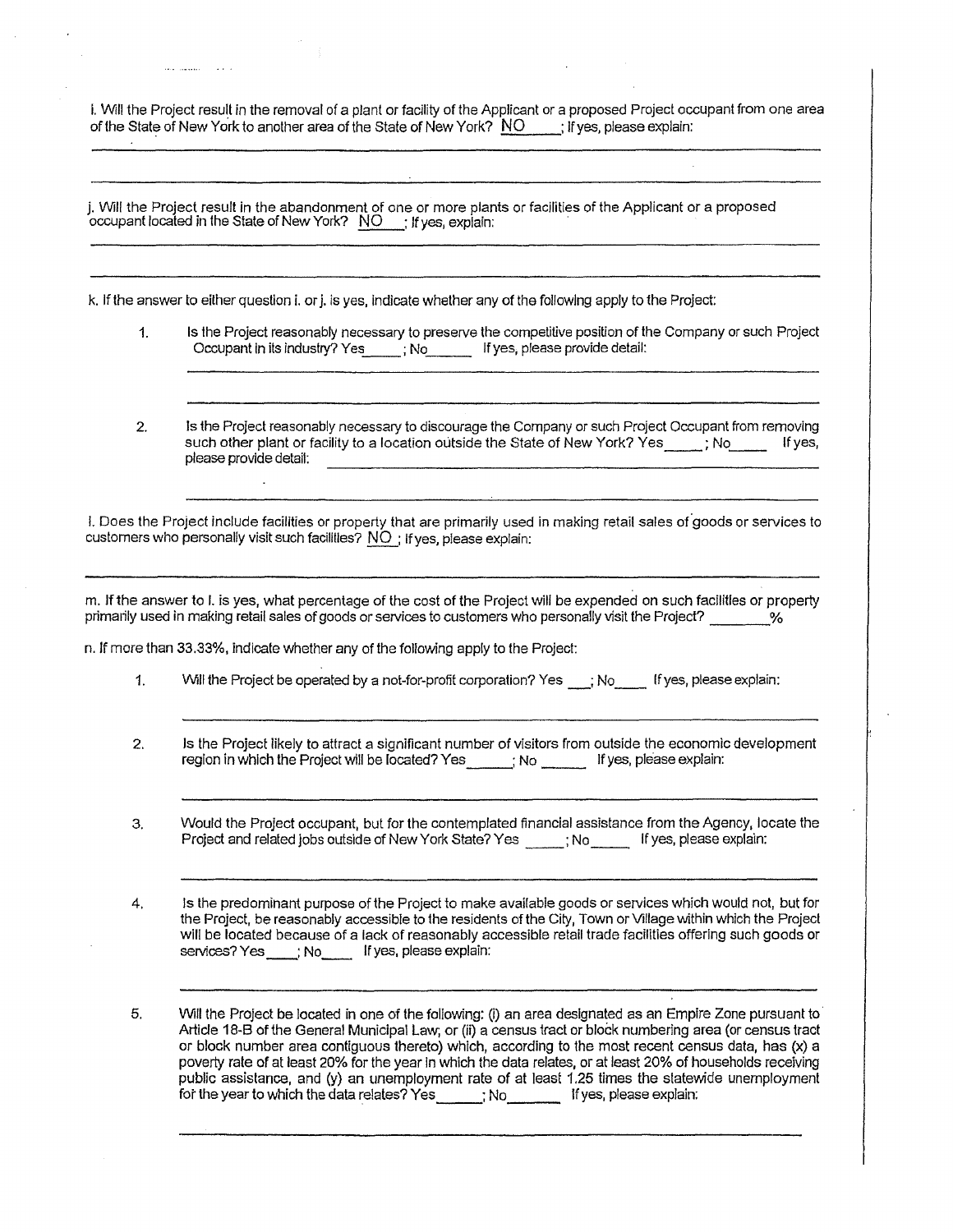i. Will the Project result in the removal of a plant or facility of the Applicant or a proposed Project occupant from one area of the State of New York to another area of the State of New York? NO ; If yes, please explain:

j. Will the Project result in the abandonment of one or more plants or facilities of the Applicant or a proposed occupant located in the State of New York? NO ; If yes, explain:

k. If the answer to either question i. or j. is yes, indicate whether any of the following apply to the Project:

1. Is the Project reasonably necessary to preserve the competitive position of the Company or such Project Occupant in its industry? Yes_____; No______ If yes, please provide detail:

2. Is the Project reasonably necessary to discourage the Company or such Project Occupant from removing such other plant or facility to a location outside the State of New York? Yes_____; No_____ If yes, please provide detail:

l. Does the Project include facilities or property that are primarily used in making retail sales of goods or services to customers who personally visit such facilities? NO ; If yes, please explain:

m. If the answer to l. is yes, what percentage of the cost of the Project will be expended on such facilities or property primarily used in making retail sales of goods or services to customers who personally visit the Project? ________%

n. If more than 33.33%, indicate whether any of the following apply to the Project:

1. Will the Project be operated by a not-for-profit corporation? Yes ___; No____ If yes, please explain:

2. Is the Project likely to attract a significant number of visitors from outside the economic development region in which the Project will be located? Yes______; No ______ If yes, please explain:

3. Would the Project occupant, but for the contemplated financial assistance from the Agency, locate the Project and related jobs outside of New York State? Yes _____; No_____ If yes, please explain:

4. Is the predominant purpose of the Project to make available goods or services which would not, but for the Project, be reasonably accessible to the residents of the City, Town or Village within which the Project will be located because of a lack of reasonably accessible retail trade facilities offering such goods or services? Yes____; No____ If yes, please explain:

5. Will the Project be located in one of the following: (i) an area designated as an Empire Zone pursuant to Article 18-B of the General Municipal Law; or (ii) a census tract or block numbering area (or census tract or block number area contiguous thereto) which, according to the most recent census data, has (x) a poverty rate of at least 20% for the year in which the data relates, or at least 20% of households receiving public assistance, and (y) an unemployment rate of at least 1.25 times the statewide unemployment for the year to which the data relates? Yes______; No_______ If yes, please explain: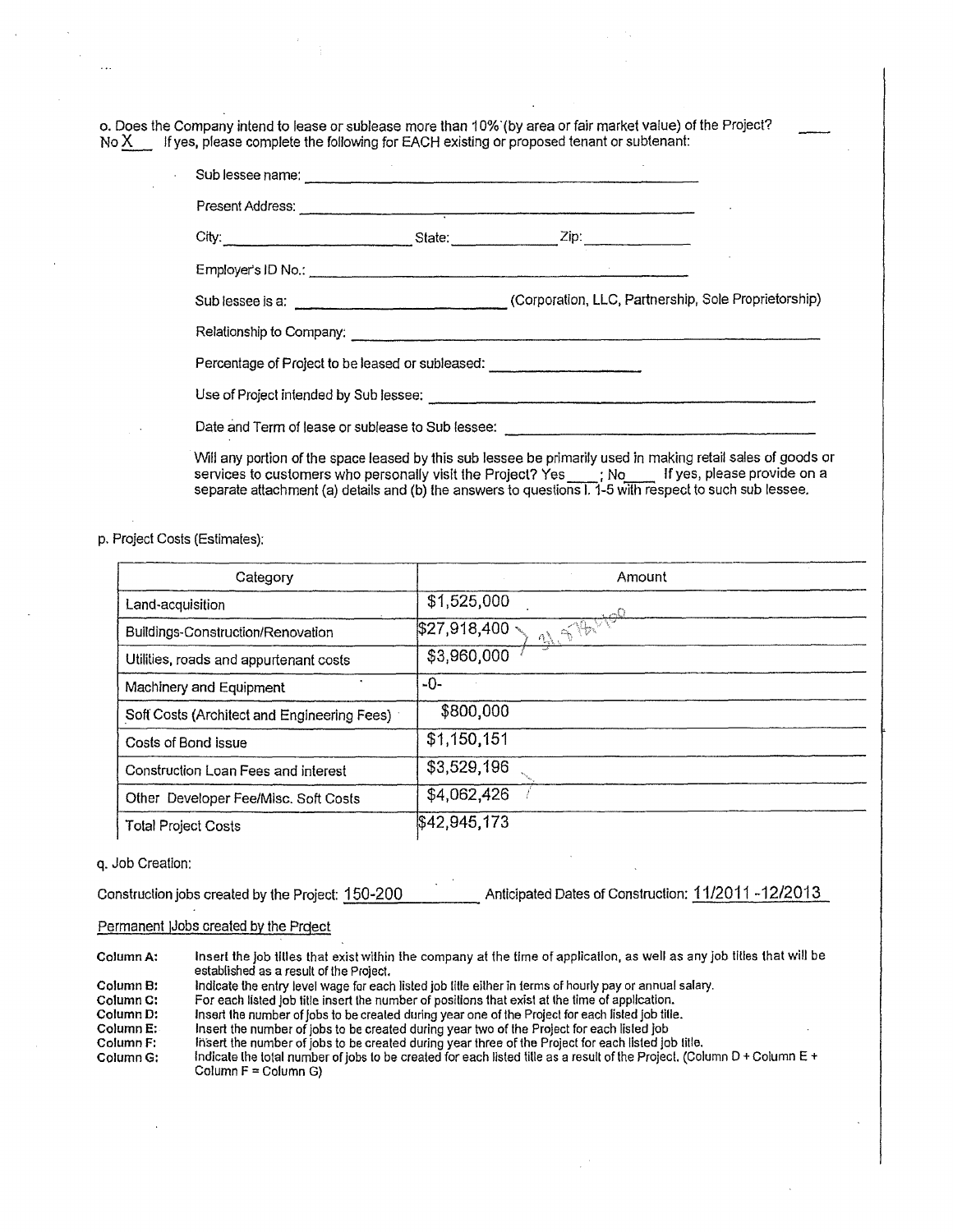o. Does the Company intend to lease or sublease more than 10% (by area or fair market value) of the Project? ____
No X ___ If yes, please complete the following for EACH existing or proposed tenant or subtenant:

Sub lessee name: ______________________________

Present Address: ______________________________

City: ______________ State: __________ Zip: __________

Employer's ID No.: ______________________________

Sub lessee is a: ______________ (Corporation, LLC, Partnership, Sole Proprietorship)

Relationship to Company: ______________________________

Percentage of Project to be leased or subleased: ______________

Use of Project intended by Sub lessee: ______________________________

Date and Term of lease or sublease to Sub lessee: ______________________________

Will any portion of the space leased by this sub lessee be primarily used in making retail sales of goods or services to customers who personally visit the Project? Yes ____; No ____ If yes, please provide on a separate attachment (a) details and (b) the answers to questions I. 1-5 with respect to such sub lessee.

p. Project Costs (Estimates):

| Category | Amount |
|---|---|
| Land-acquisition | $1,525,000 |
| Buildings-Construction/Renovation | $27,918,400 |
| Utilities, roads and appurtenant costs | $3,960,000 |
| Machinery and Equipment | -0- |
| Soft Costs (Architect and Engineering Fees) | $800,000 |
| Costs of Bond issue | $1,150,151 |
| Construction Loan Fees and interest | $3,529,196 |
| Other Developer Fee/Misc. Soft Costs | $4,062,426 |
| Total Project Costs | $42,945,173 |

(Handwritten note bracketing Buildings-Construction/Renovation and Utilities: 31,878,400)

q. Job Creation:

Construction jobs created by the Project: 150-200 Anticipated Dates of Construction: 11/2011 -12/2013

Permanent Jobs created by the Project

**Column A:** Insert the job titles that exist within the company at the time of application, as well as any job titles that will be established as a result of the Project.
**Column B:** Indicate the entry level wage for each listed job title either in terms of hourly pay or annual salary.
**Column C:** For each listed job title insert the number of positions that exist at the time of application.
**Column D:** Insert the number of jobs to be created during year one of the Project for each listed job title.
**Column E:** Insert the number of jobs to be created during year two of the Project for each listed job
**Column F:** Insert the number of jobs to be created during year three of the Project for each listed job title.
**Column G:** Indicate the total number of jobs to be created for each listed title as a result of the Project. (Column D + Column E + Column F = Column G)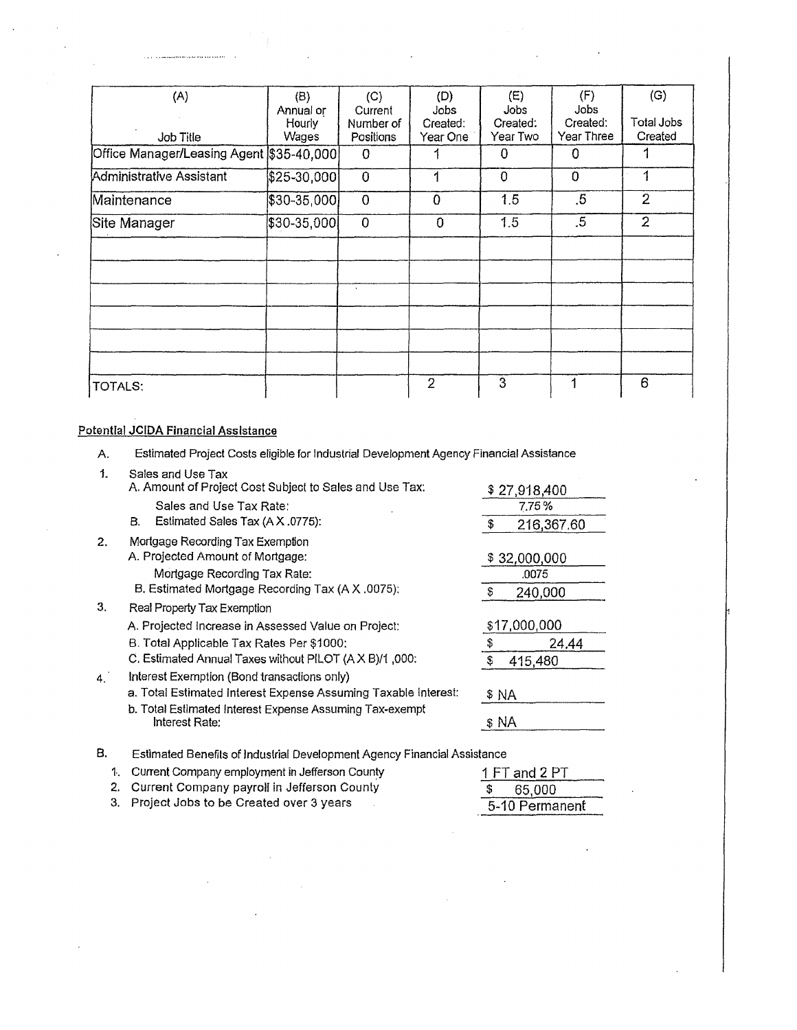| (A)<br>Job Title | (B)<br>Annual or Hourly Wages | (C)<br>Current Number of Positions | (D)<br>Jobs Created: Year One | (E)<br>Jobs Created: Year Two | (F)<br>Jobs Created: Year Three | (G)<br>Total Jobs Created |
|---|---|---|---|---|---|---|
| Office Manager/Leasing Agent | $35-40,000 | 0 | 1 | 0 | 0 | 1 |
| Administrative Assistant | $25-30,000 | 0 | 1 | 0 | 0 | 1 |
| Maintenance | $30-35,000 | 0 | 0 | 1.5 | .5 | 2 |
| Site Manager | $30-35,000 | 0 | 0 | 1.5 | .5 | 2 |
| | | | | | | |
| | | | | | | |
| | | | | | | |
| | | | | | | |
| | | | | | | |
| | | | | | | |
| TOTALS: | | | 2 | 3 | 1 | 6 |

**Potential JCIDA Financial Assistance**

A. Estimated Project Costs eligible for Industrial Development Agency Financial Assistance

1. Sales and Use Tax
   - A. Amount of Project Cost Subject to Sales and Use Tax: $27,918,400
   - Sales and Use Tax Rate: 7.75%
   - B. Estimated Sales Tax (A X .0775): $ 216,367.60
2. Mortgage Recording Tax Exemption
   - A. Projected Amount of Mortgage: $ 32,000,000
   - Mortgage Recording Tax Rate: .0075
   - B. Estimated Mortgage Recording Tax (A X .0075): $ 240,000
3. Real Property Tax Exemption
   - A. Projected Increase in Assessed Value on Project: $17,000,000
   - B. Total Applicable Tax Rates Per $1000: $ 24.44
   - C. Estimated Annual Taxes without PILOT (A X B)/1,000: $ 415,480
4. Interest Exemption (Bond transactions only)
   - a. Total Estimated Interest Expense Assuming Taxable Interest: $ NA
   - b. Total Estimated Interest Expense Assuming Tax-exempt Interest Rate: $ NA

B. Estimated Benefits of Industrial Development Agency Financial Assistance

1. Current Company employment in Jefferson County: 1 FT and 2 PT
2. Current Company payroll in Jefferson County: $ 65,000
3. Project Jobs to be Created over 3 years: 5-10 Permanent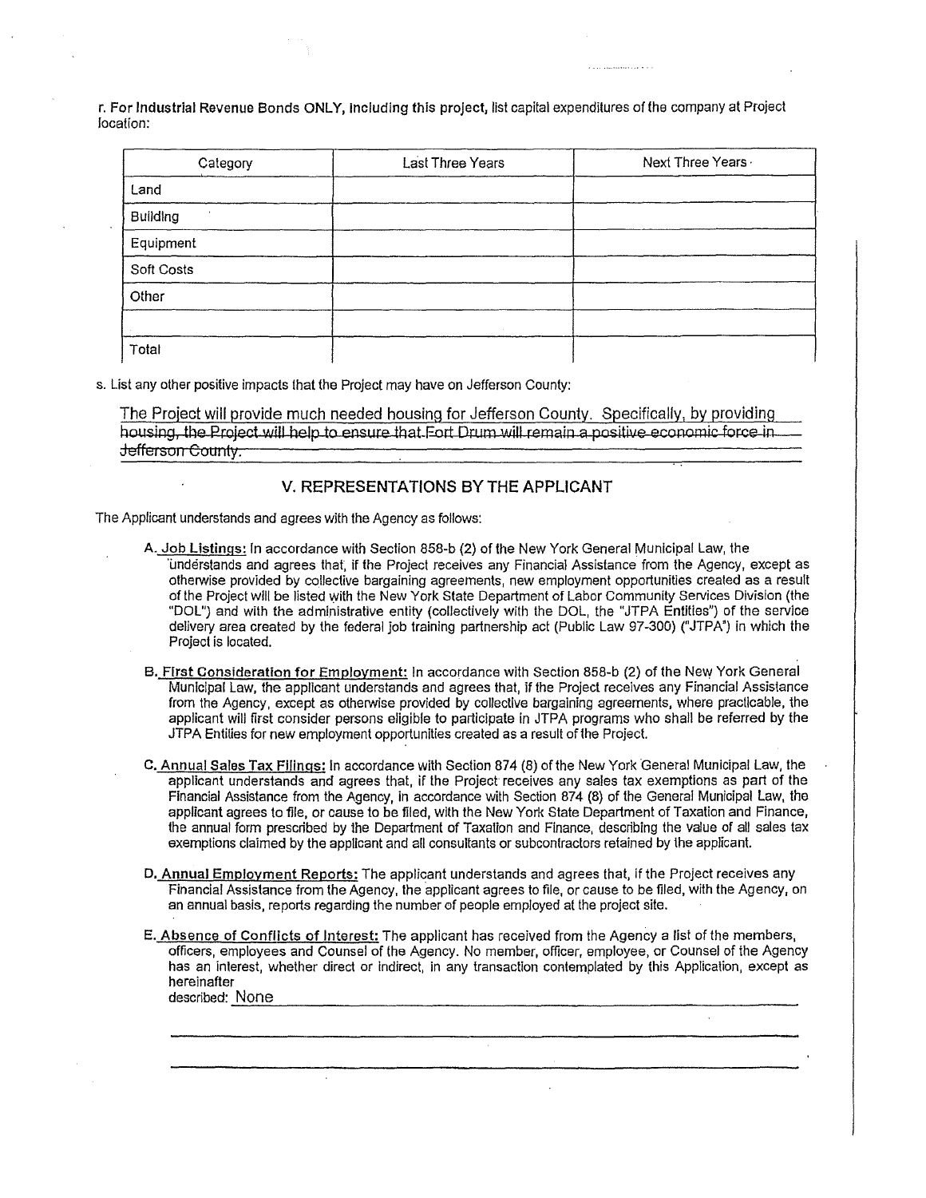r. **For Industrial Revenue Bonds ONLY, including this project,** list capital expenditures of the company at Project location:

| Category | Last Three Years | Next Three Years |
|---|---|---|
| Land | | |
| Building | | |
| Equipment | | |
| Soft Costs | | |
| Other | | |
| | | |
| Total | | |

s. List any other positive impacts that the Project may have on Jefferson County:

The Project will provide much needed housing for Jefferson County. Specifically, by providing housing, the Project will help to ensure that Fort Drum will remain a positive economic force in Jefferson County.

## V. REPRESENTATIONS BY THE APPLICANT

The Applicant understands and agrees with the Agency as follows:

A. Job Listings: In accordance with Section 858-b (2) of the New York General Municipal Law, the understands and agrees that, if the Project receives any Financial Assistance from the Agency, except as otherwise provided by collective bargaining agreements, new employment opportunities created as a result of the Project will be listed with the New York State Department of Labor Community Services Division (the "DOL") and with the administrative entity (collectively with the DOL, the "JTPA Entities") of the service delivery area created by the federal job training partnership act (Public Law 97-300) ("JTPA") in which the Project is located.

B. First Consideration for Employment: In accordance with Section 858-b (2) of the New York General Municipal Law, the applicant understands and agrees that, if the Project receives any Financial Assistance from the Agency, except as otherwise provided by collective bargaining agreements, where practicable, the applicant will first consider persons eligible to participate in JTPA programs who shall be referred by the JTPA Entities for new employment opportunities created as a result of the Project.

C. Annual Sales Tax Filings: In accordance with Section 874 (8) of the New York General Municipal Law, the applicant understands and agrees that, if the Project receives any sales tax exemptions as part of the Financial Assistance from the Agency, in accordance with Section 874 (8) of the General Municipal Law, the applicant agrees to file, or cause to be filed, with the New York State Department of Taxation and Finance, the annual form prescribed by the Department of Taxation and Finance, describing the value of all sales tax exemptions claimed by the applicant and all consultants or subcontractors retained by the applicant.

D. Annual Employment Reports: The applicant understands and agrees that, if the Project receives any Financial Assistance from the Agency, the applicant agrees to file, or cause to be filed, with the Agency, on an annual basis, reports regarding the number of people employed at the project site.

E. Absence of Conflicts of Interest: The applicant has received from the Agency a list of the members, officers, employees and Counsel of the Agency. No member, officer, employee, or Counsel of the Agency has an interest, whether direct or indirect, in any transaction contemplated by this Application, except as hereinafter described: None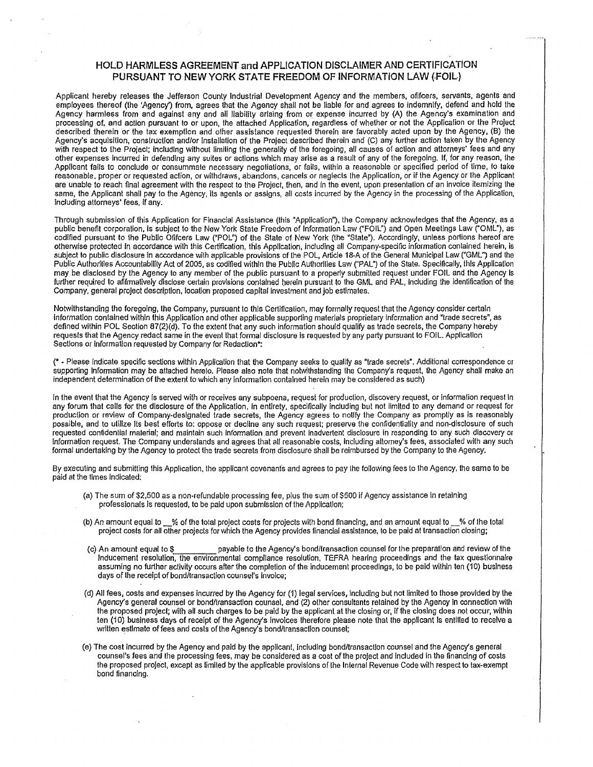## HOLD HARMLESS AGREEMENT and APPLICATION DISCLAIMER AND CERTIFICATION PURSUANT TO NEW YORK STATE FREEDOM OF INFORMATION LAW (FOIL)

Applicant hereby releases the Jefferson County Industrial Development Agency and the members, officers, servants, agents and employees thereof (the 'Agency') from, agrees that the Agency shall not be liable for and agrees to indemnify, defend and hold the Agency harmless from and against any and all liability arising from or expense incurred by (A) the Agency's examination and processing of, and action pursuant to or upon, the attached Application, regardless of whether or not the Application or the Project described therein or the tax exemption and other assistance requested therein are favorably acted upon by the Agency, (B) the Agency's acquisition, construction and/or installation of the Project described therein and (C) any further action taken by the Agency with respect to the Project; including without limiting the generality of the foregoing, all causes of action and attorneys' fees and any other expenses incurred in defending any suites or actions which may arise as a result of any of the foregoing. If, for any reason, the Applicant fails to conclude or consummate necessary negotiations, or fails, within a reasonable or specified period of time, to take reasonable, proper or requested action, or withdraws, abandons, cancels or neglects the Application, or if the Agency or the Applicant are unable to reach final agreement with the respect to the Project, then, and in the event, upon presentation of an invoice itemizing the same, the Applicant shall pay to the Agency, its agents or assigns, all costs incurred by the Agency in the processing of the Application, including attorneys' fees, if any.

Through submission of this Application for Financial Assistance (this "Application"), the Company acknowledges that the Agency, as a public benefit corporation, is subject to the New York State Freedom of Information Law ("FOIL") and Open Meetings Law ("OML"), as codified pursuant to the Public Officers Law ("POL") of the State of New York (the "State"). Accordingly, unless portions hereof are otherwise protected in accordance with this Certification, this Application, including all Company-specific information contained herein, is subject to public disclosure in accordance with applicable provisions of the POL, Article 18-A of the General Municipal Law ("GML") and the Public Authorities Accountability Act of 2005, as codified within the Public Authorities Law ("PAL") of the State. Specifically, this Application may be disclosed by the Agency to any member of the public pursuant to a properly submitted request under FOIL and the Agency is further required to affirmatively disclose certain provisions contained herein pursuant to the GML and PAL, including the identification of the Company, general project description, location proposed capital investment and job estimates.

Notwithstanding the foregoing, the Company, pursuant to this Certification, may formally request that the Agency consider certain information contained within this Application and other applicable supporting materials proprietary information and "trade secrets", as defined within POL Section 87(2)(d). To the extent that any such information should qualify as trade secrets, the Company hereby requests that the Agency redact same in the event that formal disclosure is requested by any party pursuant to FOIL. Application Sections or information requested by Company for Redaction*:

(* - Please indicate specific sections within Application that the Company seeks to qualify as "trade secrets". Additional correspondence or supporting information may be attached hereto. Please also note that notwithstanding the Company's request, the Agency shall make an independent determination of the extent to which any information contained herein may be considered as such)

In the event that the Agency is served with or receives any subpoena, request for production, discovery request, or information request in any forum that calls for the disclosure of the Application, in entirety, specifically including but not limited to any demand or request for production or review of Company-designated trade secrets, the Agency agrees to notify the Company as promptly as is reasonably possible, and to utilize its best efforts to: oppose or decline any such request; preserve the confidentiality and non-disclosure of such requested confidential material; and maintain such information and prevent inadvertent disclosure in responding to any such discovery or information request. The Company understands and agrees that all reasonable costs, including attorney's fees, associated with any such formal undertaking by the Agency to protect the trade secrets from disclosure shall be reimbursed by the Company to the Agency.

By executing and submitting this Application, the applicant covenants and agrees to pay the following fees to the Agency, the same to be paid at the times indicated:

(a) The sum of $2,500 as a non-refundable processing fee, plus the sum of $500 if Agency assistance in retaining professionals is requested, to be paid upon submission of the Application;

(b) An amount equal to __% of the total project costs for projects with bond financing, and an amount equal to __% of the total project costs for all other projects for which the Agency provides financial assistance, to be paid at transaction closing;

(c) An amount equal to $_________ payable to the Agency's bond/transaction counsel for the preparation and review of the inducement resolution, the environmental compliance resolution, TEFRA hearing proceedings and the tax questionnaire assuming no further activity occurs after the completion of the inducement proceedings, to be paid within ten (10) business days of the receipt of bond/transaction counsel's invoice;

(d) All fees, costs and expenses incurred by the Agency for (1) legal services, including but not limited to those provided by the Agency's general counsel or bond/transaction counsel, and (2) other consultants retained by the Agency in connection with the proposed project; with all such charges to be paid by the applicant at the closing or, if the closing does not occur, within ten (10) business days of receipt of the Agency's invoices therefore please note that the applicant is entitled to receive a written estimate of fees and costs of the Agency's bond/transaction counsel;

(e) The cost incurred by the Agency and paid by the applicant, including bond/transaction counsel and the Agency's general counsel's fees and the processing fees, may be considered as a cost of the project and included in the financing of costs the proposed project, except as limited by the applicable provisions of the Internal Revenue Code with respect to tax-exempt bond financing.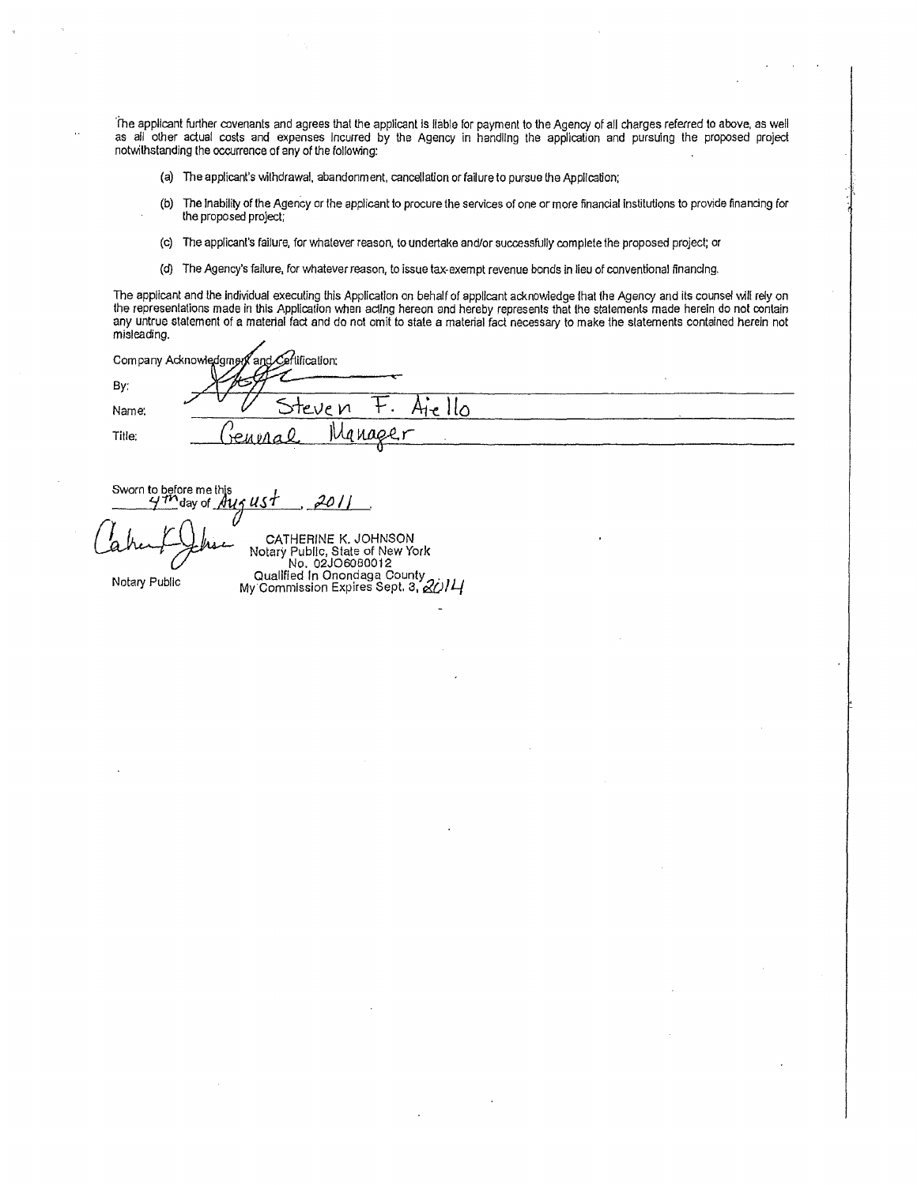The applicant further covenants and agrees that the applicant is liable for payment to the Agency of all charges referred to above, as well as all other actual costs and expenses incurred by the Agency in handling the application and pursuing the proposed project notwithstanding the occurrence of any of the following:

(a) The applicant's withdrawal, abandonment, cancellation or failure to pursue the Application;

(b) The inability of the Agency or the applicant to procure the services of one or more financial institutions to provide financing for the proposed project;

(c) The applicant's failure, for whatever reason, to undertake and/or successfully complete the proposed project; or

(d) The Agency's failure, for whatever reason, to issue tax-exempt revenue bonds in lieu of conventional financing.

The applicant and the individual executing this Application on behalf of applicant acknowledge that the Agency and its counsel will rely on the representations made in this Application when acting hereon and hereby represents that the statements made herein do not contain any untrue statement of a material fact and do not omit to state a material fact necessary to make the statements contained herein not misleading.

Company Acknowledgment and Certification:

By: [signature]

Name: Steven F. Aiello

Title: General Manager

Sworn to before me this 4th day of August, 2011.

[signature]

Notary Public

CATHERINE K. JOHNSON
Notary Public, State of New York
No. 02JO6080012
Qualified In Onondaga County
My Commission Expires Sept. 3, 2014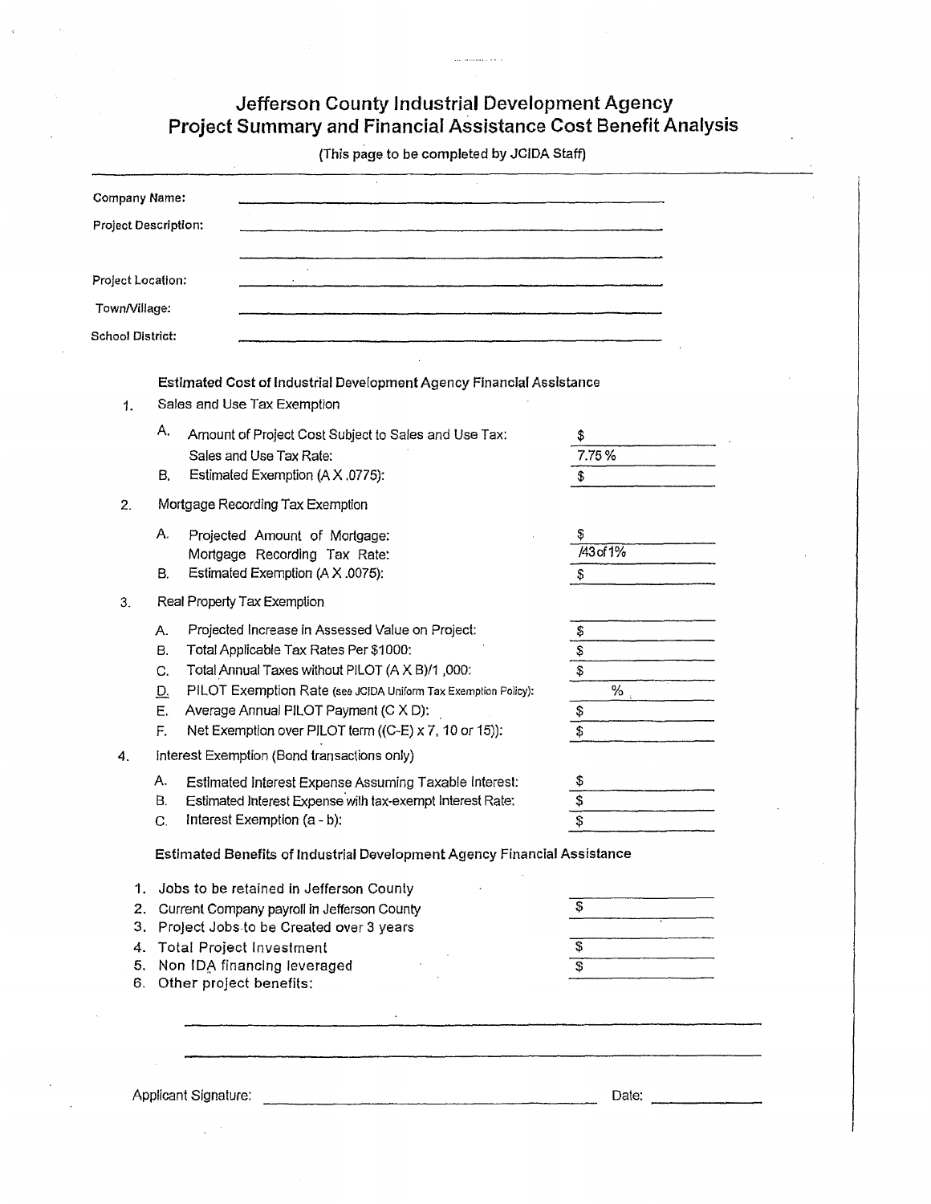# Jefferson County Industrial Development Agency
## Project Summary and Financial Assistance Cost Benefit Analysis

(This page to be completed by JCIDA Staff)

Company Name: ______________________________

Project Description: ______________________________

______________________________

Project Location: ______________________________

Town/Village: ______________________________

School District: ______________________________

**Estimated Cost of Industrial Development Agency Financial Assistance**

1. Sales and Use Tax Exemption
   - A. Amount of Project Cost Subject to Sales and Use Tax: $ ________
     Sales and Use Tax Rate: 7.75 %
   - B. Estimated Exemption (A X .0775): $ ________
2. Mortgage Recording Tax Exemption
   - A. Projected Amount of Mortgage: $ ________
     Mortgage Recording Tax Rate: .43 of 1%
   - B. Estimated Exemption (A X .0075): $ ________
3. Real Property Tax Exemption
   - A. Projected Increase in Assessed Value on Project: $ ________
   - B. Total Applicable Tax Rates Per $1000: $ ________
   - C. Total Annual Taxes without PILOT (A X B)/1,000: $ ________
   - D. PILOT Exemption Rate (see JCIDA Uniform Tax Exemption Policy): ________ %
   - E. Average Annual PILOT Payment (C X D): $ ________
   - F. Net Exemption over PILOT term ((C-E) x 7, 10 or 15)): $ ________
4. Interest Exemption (Bond transactions only)
   - A. Estimated Interest Expense Assuming Taxable Interest: $ ________
   - B. Estimated Interest Expense with tax-exempt Interest Rate: $ ________
   - C. Interest Exemption (a - b): $ ________

**Estimated Benefits of Industrial Development Agency Financial Assistance**

1. Jobs to be retained in Jefferson County ________
2. Current Company payroll in Jefferson County $ ________
3. Project Jobs to be Created over 3 years ________
4. Total Project Investment $ ________
5. Non IDA financing leveraged $ ________
6. Other project benefits:

______________________________

______________________________

Applicant Signature: ______________________________ Date: ____________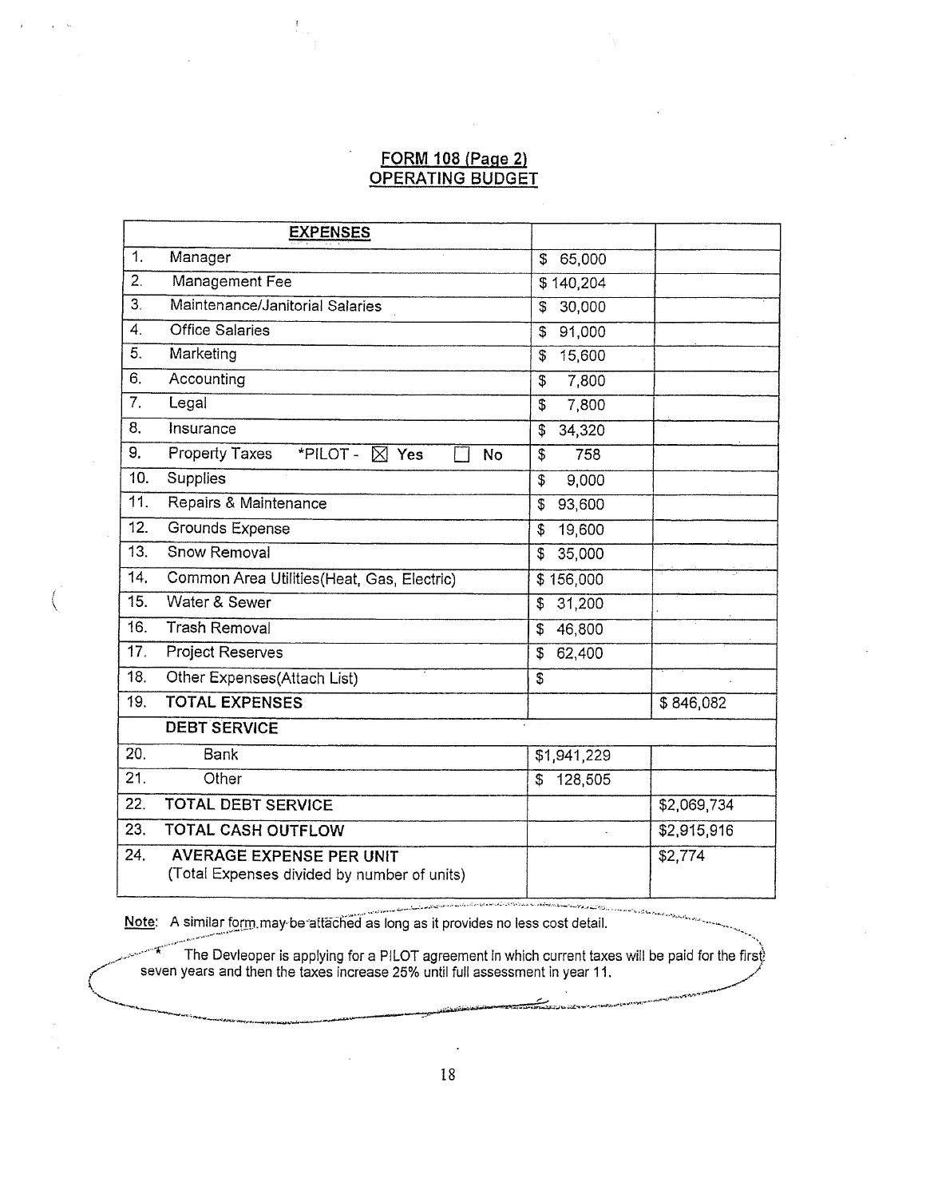## FORM 108 (Page 2)
## OPERATING BUDGET

| EXPENSES | | |
|---|---|---|
| 1. Manager | $ 65,000 | |
| 2. Management Fee | $ 140,204 | |
| 3. Maintenance/Janitorial Salaries | $ 30,000 | |
| 4. Office Salaries | $ 91,000 | |
| 5. Marketing | $ 15,600 | |
| 6. Accounting | $ 7,800 | |
| 7. Legal | $ 7,800 | |
| 8. Insurance | $ 34,320 | |
| 9. Property Taxes *PILOT - ☒ Yes ☐ No | $ 758 | |
| 10. Supplies | $ 9,000 | |
| 11. Repairs & Maintenance | $ 93,600 | |
| 12. Grounds Expense | $ 19,600 | |
| 13. Snow Removal | $ 35,000 | |
| 14. Common Area Utilities(Heat, Gas, Electric) | $ 156,000 | |
| 15. Water & Sewer | $ 31,200 | |
| 16. Trash Removal | $ 46,800 | |
| 17. Project Reserves | $ 62,400 | |
| 18. Other Expenses(Attach List) | $ | |
| 19. **TOTAL EXPENSES** | | $ 846,082 |
| **DEBT SERVICE** | | |
| 20. Bank | $1,941,229 | |
| 21. Other | $ 128,505 | |
| 22. **TOTAL DEBT SERVICE** | | $2,069,734 |
| 23. **TOTAL CASH OUTFLOW** | | $2,915,916 |
| 24. **AVERAGE EXPENSE PER UNIT** (Total Expenses divided by number of units) | | $2,774 |

Note: A similar form may be attached as long as it provides no less cost detail.

* The Devleoper is applying for a PILOT agreement in which current taxes will be paid for the first seven years and then the taxes increase 25% until full assessment in year 11.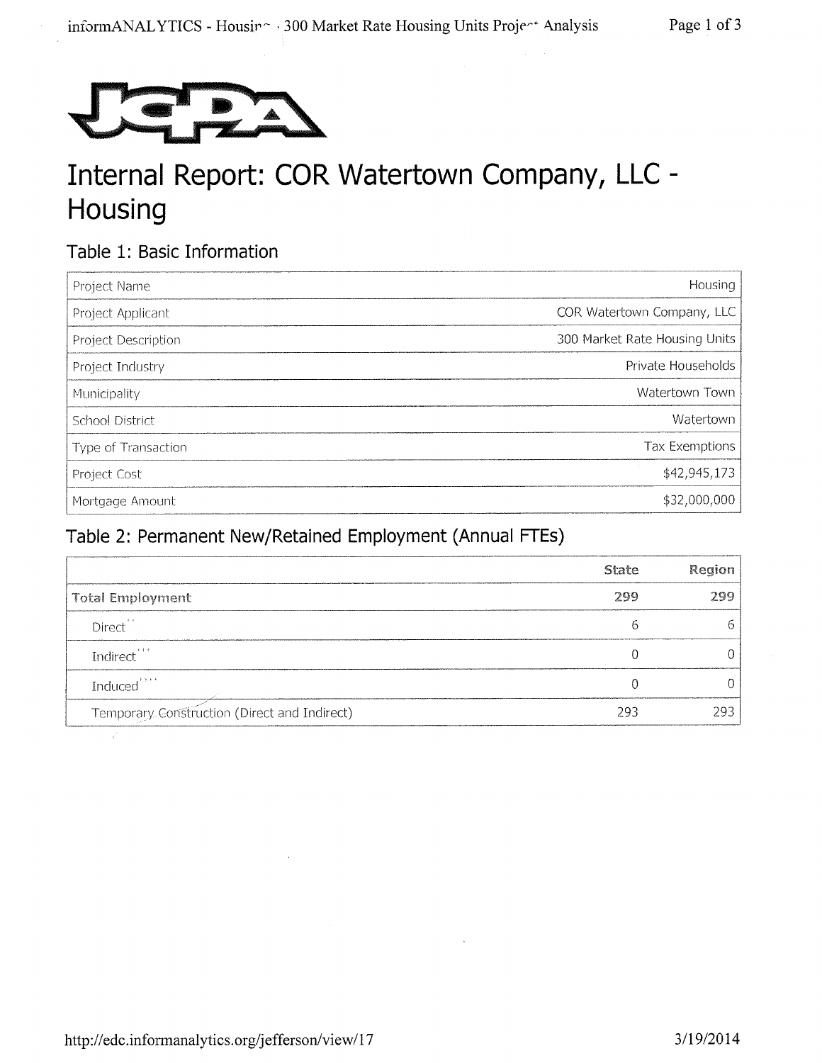# Internal Report: COR Watertown Company, LLC - Housing

## Table 1: Basic Information

| | |
|---|---|
| Project Name | Housing |
| Project Applicant | COR Watertown Company, LLC |
| Project Description | 300 Market Rate Housing Units |
| Project Industry | Private Households |
| Municipality | Watertown Town |
| School District | Watertown |
| Type of Transaction | Tax Exemptions |
| Project Cost | $42,945,173 |
| Mortgage Amount | $32,000,000 |

## Table 2: Permanent New/Retained Employment (Annual FTEs)

| | State | Region |
|---|---|---|
| **Total Employment** | 299 | 299 |
| Direct** | 6 | 6 |
| Indirect*** | 0 | 0 |
| Induced**** | 0 | 0 |
| Temporary Construction (Direct and Indirect) | 293 | 293 |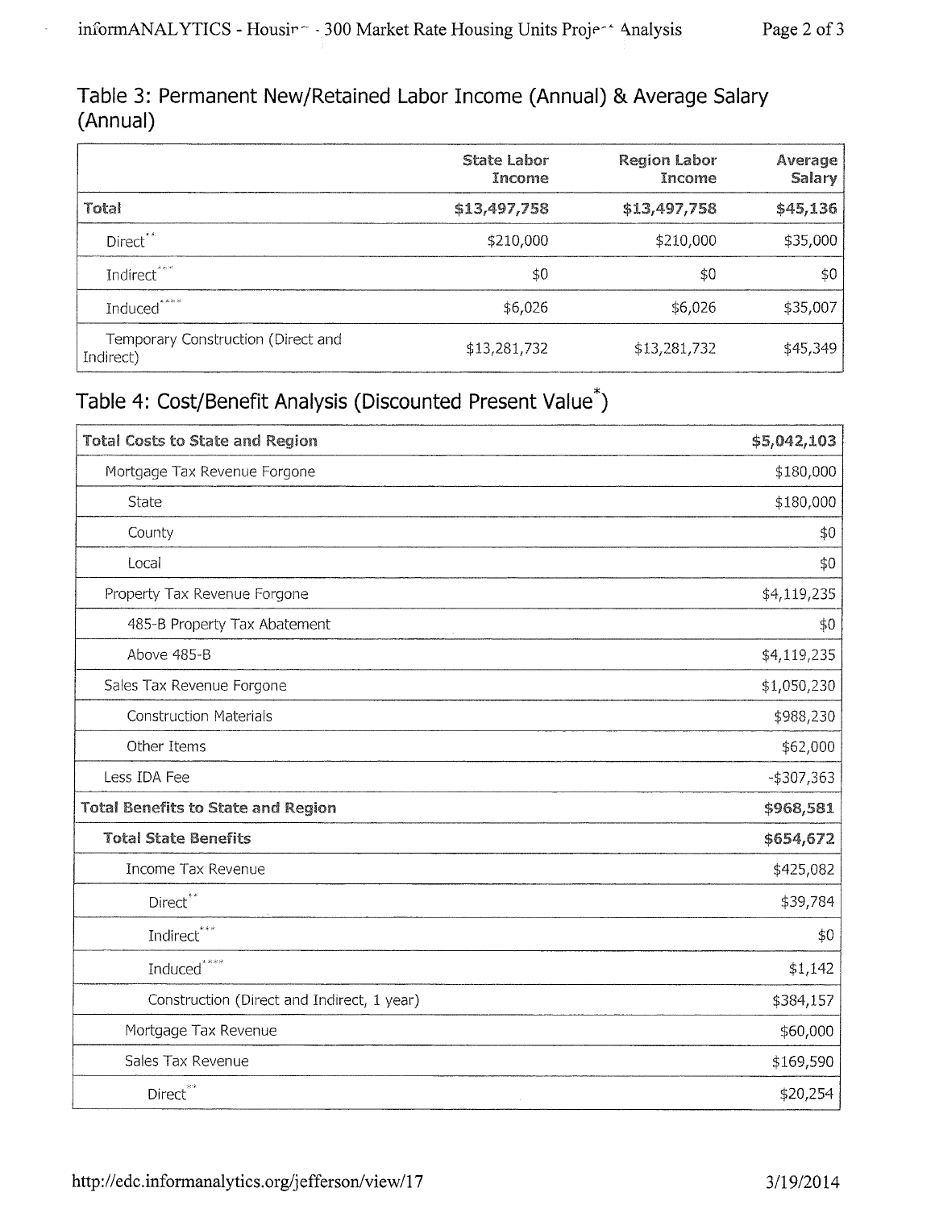## Table 3: Permanent New/Retained Labor Income (Annual) & Average Salary (Annual)

| | State Labor Income | Region Labor Income | Average Salary |
|---|---|---|---|
| **Total** | **$13,497,758** | **$13,497,758** | **$45,136** |
| Direct** | $210,000 | $210,000 | $35,000 |
| Indirect*** | $0 | $0 | $0 |
| Induced**** | $6,026 | $6,026 | $35,007 |
| Temporary Construction (Direct and Indirect) | $13,281,732 | $13,281,732 | $45,349 |

## Table 4: Cost/Benefit Analysis (Discounted Present Value*)

| | |
|---|---|
| **Total Costs to State and Region** | **$5,042,103** |
| Mortgage Tax Revenue Forgone | $180,000 |
| State | $180,000 |
| County | $0 |
| Local | $0 |
| Property Tax Revenue Forgone | $4,119,235 |
| 485-B Property Tax Abatement | $0 |
| Above 485-B | $4,119,235 |
| Sales Tax Revenue Forgone | $1,050,230 |
| Construction Materials | $988,230 |
| Other Items | $62,000 |
| Less IDA Fee | -$307,363 |
| **Total Benefits to State and Region** | **$968,581** |
| **Total State Benefits** | **$654,672** |
| Income Tax Revenue | $425,082 |
| Direct** | $39,784 |
| Indirect*** | $0 |
| Induced**** | $1,142 |
| Construction (Direct and Indirect, 1 year) | $384,157 |
| Mortgage Tax Revenue | $60,000 |
| Sales Tax Revenue | $169,590 |
| Direct** | $20,254 |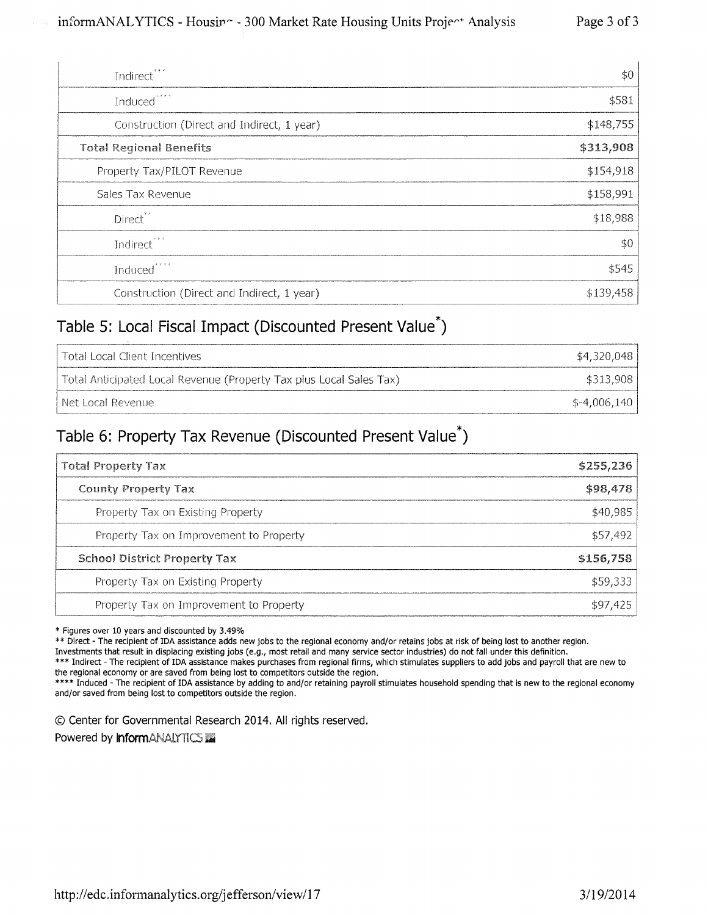| | |
|---|---|
| Indirect*** | $0 |
| Induced**** | $581 |
| Construction (Direct and Indirect, 1 year) | $148,755 |
| **Total Regional Benefits** | **$313,908** |
| Property Tax/PILOT Revenue | $154,918 |
| Sales Tax Revenue | $158,991 |
| Direct** | $18,988 |
| Indirect*** | $0 |
| Induced**** | $545 |
| Construction (Direct and Indirect, 1 year) | $139,458 |

## Table 5: Local Fiscal Impact (Discounted Present Value*)

| | |
|---|---|
| Total Local Client Incentives | $4,320,048 |
| Total Anticipated Local Revenue (Property Tax plus Local Sales Tax) | $313,908 |
| Net Local Revenue | $-4,006,140 |

## Table 6: Property Tax Revenue (Discounted Present Value*)

| | |
|---|---|
| **Total Property Tax** | **$255,236** |
| **County Property Tax** | **$98,478** |
| Property Tax on Existing Property | $40,985 |
| Property Tax on Improvement to Property | $57,492 |
| **School District Property Tax** | **$156,758** |
| Property Tax on Existing Property | $59,333 |
| Property Tax on Improvement to Property | $97,425 |

* Figures over 10 years and discounted by 3.49%

** Direct - The recipient of IDA assistance adds new jobs to the regional economy and/or retains jobs at risk of being lost to another region. Investments that result in displacing existing jobs (e.g., most retail and many service sector industries) do not fall under this definition.

*** Indirect - The recipient of IDA assistance makes purchases from regional firms, which stimulates suppliers to add jobs and payroll that are new to the regional economy or are saved from being lost to competitors outside the region.

**** Induced - The recipient of IDA assistance by adding to and/or retaining payroll stimulates household spending that is new to the regional economy and/or saved from being lost to competitors outside the region.

© Center for Governmental Research 2014. All rights reserved.

Powered by informANALYTICS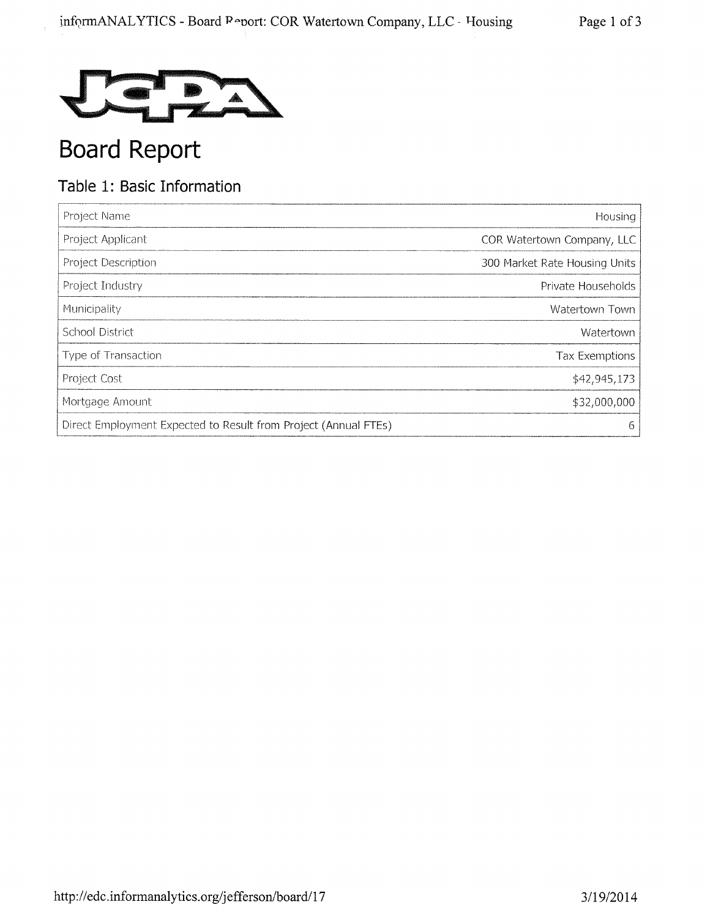JCIDA

# Board Report

## Table 1: Basic Information

| | |
|---|---|
| Project Name | Housing |
| Project Applicant | COR Watertown Company, LLC |
| Project Description | 300 Market Rate Housing Units |
| Project Industry | Private Households |
| Municipality | Watertown Town |
| School District | Watertown |
| Type of Transaction | Tax Exemptions |
| Project Cost | $42,945,173 |
| Mortgage Amount | $32,000,000 |
| Direct Employment Expected to Result from Project (Annual FTEs) | 6 |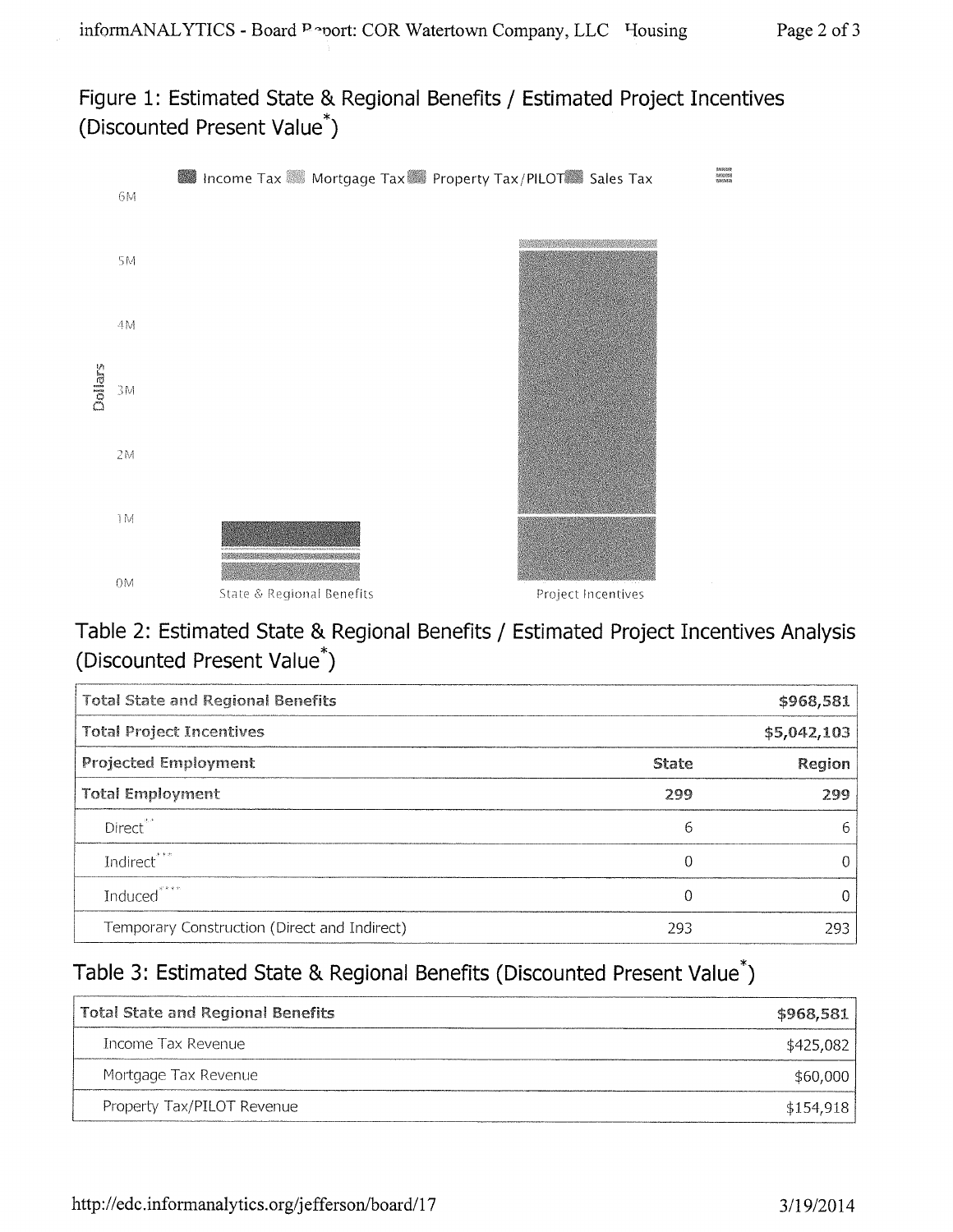## Figure 1: Estimated State & Regional Benefits / Estimated Project Incentives (Discounted Present Value*)

Income Tax | Mortgage Tax | Property Tax/PILOT | Sales Tax

## Table 2: Estimated State & Regional Benefits / Estimated Project Incentives Analysis (Discounted Present Value*)

| Total State and Regional Benefits | | $968,581 |
|---|---|---|
| **Total Project Incentives** | | **$5,042,103** |
| **Projected Employment** | **State** | **Region** |
| **Total Employment** | **299** | **299** |
| Direct** | 6 | 6 |
| Indirect*** | 0 | 0 |
| Induced**** | 0 | 0 |
| Temporary Construction (Direct and Indirect) | 293 | 293 |

## Table 3: Estimated State & Regional Benefits (Discounted Present Value*)

| Total State and Regional Benefits | $968,581 |
|---|---|
| Income Tax Revenue | $425,082 |
| Mortgage Tax Revenue | $60,000 |
| Property Tax/PILOT Revenue | $154,918 |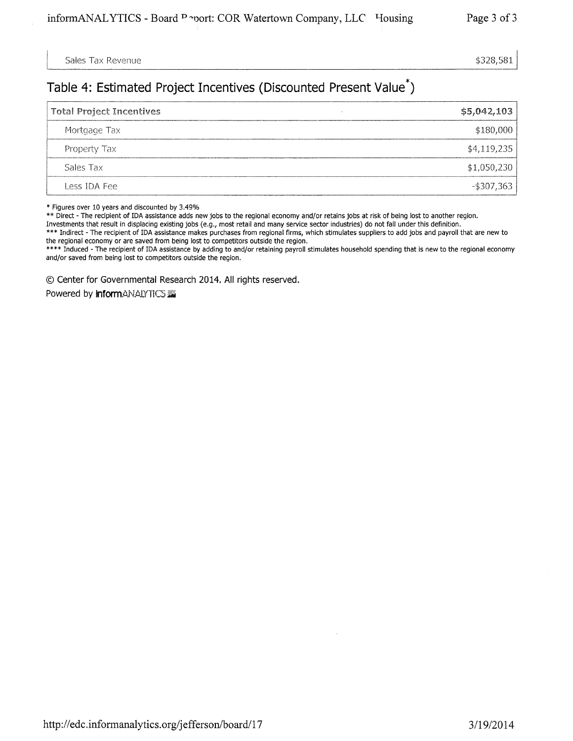| Sales Tax Revenue | $328,581 |
|---|---|

## Table 4: Estimated Project Incentives (Discounted Present Value*)

| **Total Project Incentives** | **$5,042,103** |
|---|---|
| Mortgage Tax | $180,000 |
| Property Tax | $4,119,235 |
| Sales Tax | $1,050,230 |
| Less IDA Fee | -$307,363 |

* Figures over 10 years and discounted by 3.49%

** Direct - The recipient of IDA assistance adds new jobs to the regional economy and/or retains jobs at risk of being lost to another region. Investments that result in displacing existing jobs (e.g., most retail and many service sector industries) do not fall under this definition.

*** Indirect - The recipient of IDA assistance makes purchases from regional firms, which stimulates suppliers to add jobs and payroll that are new to the regional economy or are saved from being lost to competitors outside the region.

**** Induced - The recipient of IDA assistance by adding to and/or retaining payroll stimulates household spending that is new to the regional economy and/or saved from being lost to competitors outside the region.

© Center for Governmental Research 2014. All rights reserved.

Powered by **inform**ANALYTICS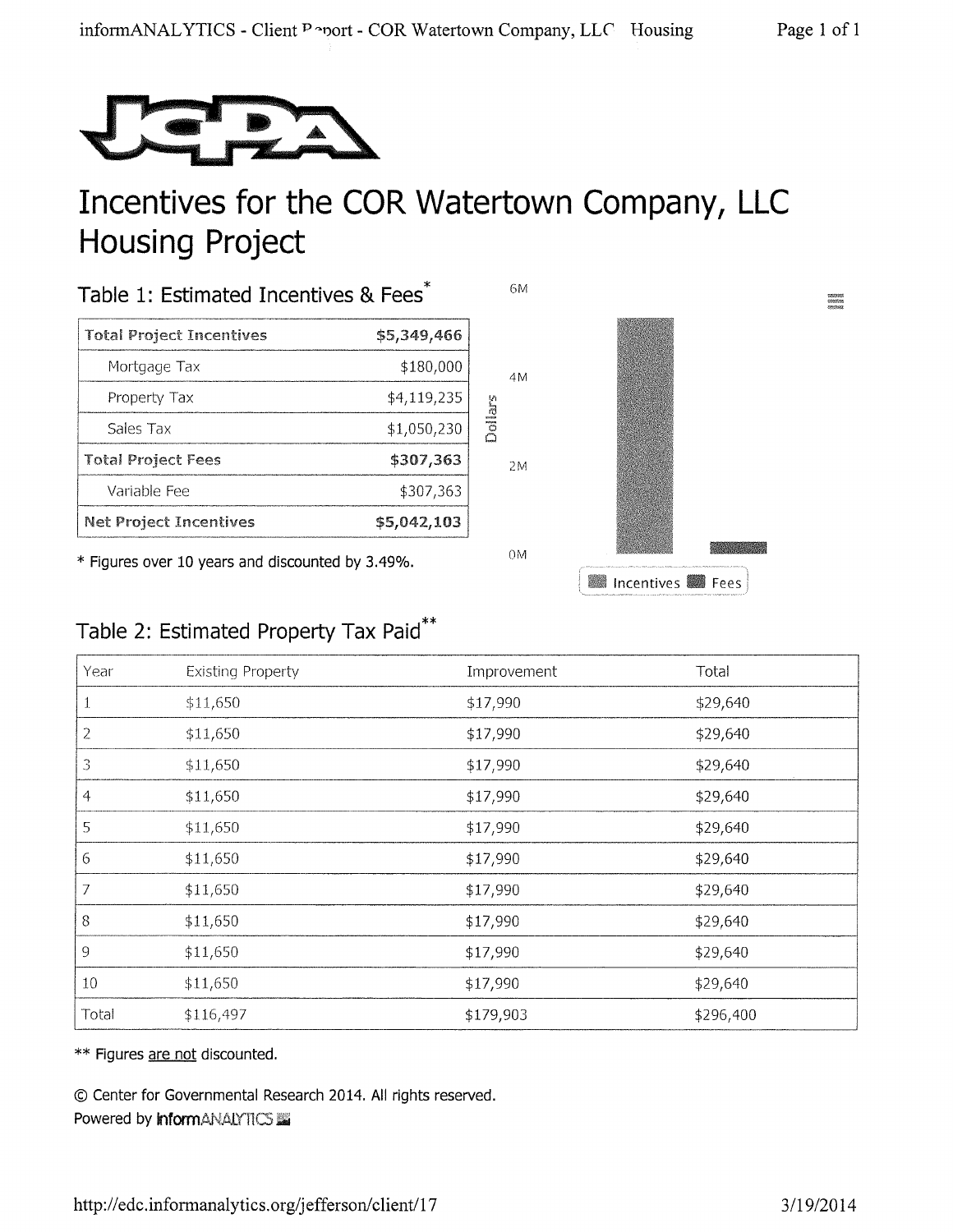JCIDA

# Incentives for the COR Watertown Company, LLC Housing Project

## Table 1: Estimated Incentives & Fees*

| | |
|---|---|
| **Total Project Incentives** | **$5,349,466** |
| Mortgage Tax | $180,000 |
| Property Tax | $4,119,235 |
| Sales Tax | $1,050,230 |
| **Total Project Fees** | **$307,363** |
| Variable Fee | $307,363 |
| **Net Project Incentives** | **$5,042,103** |

\* Figures over 10 years and discounted by 3.49%.

6M
4M
2M
0M
Dollars
Incentives Fees

## Table 2: Estimated Property Tax Paid**

| Year | Existing Property | Improvement | Total |
|---|---|---|---|
| 1 | $11,650 | $17,990 | $29,640 |
| 2 | $11,650 | $17,990 | $29,640 |
| 3 | $11,650 | $17,990 | $29,640 |
| 4 | $11,650 | $17,990 | $29,640 |
| 5 | $11,650 | $17,990 | $29,640 |
| 6 | $11,650 | $17,990 | $29,640 |
| 7 | $11,650 | $17,990 | $29,640 |
| 8 | $11,650 | $17,990 | $29,640 |
| 9 | $11,650 | $17,990 | $29,640 |
| 10 | $11,650 | $17,990 | $29,640 |
| Total | $116,497 | $179,903 | $296,400 |

\** Figures are not discounted.

© Center for Governmental Research 2014. All rights reserved.
Powered by informANALYTICS